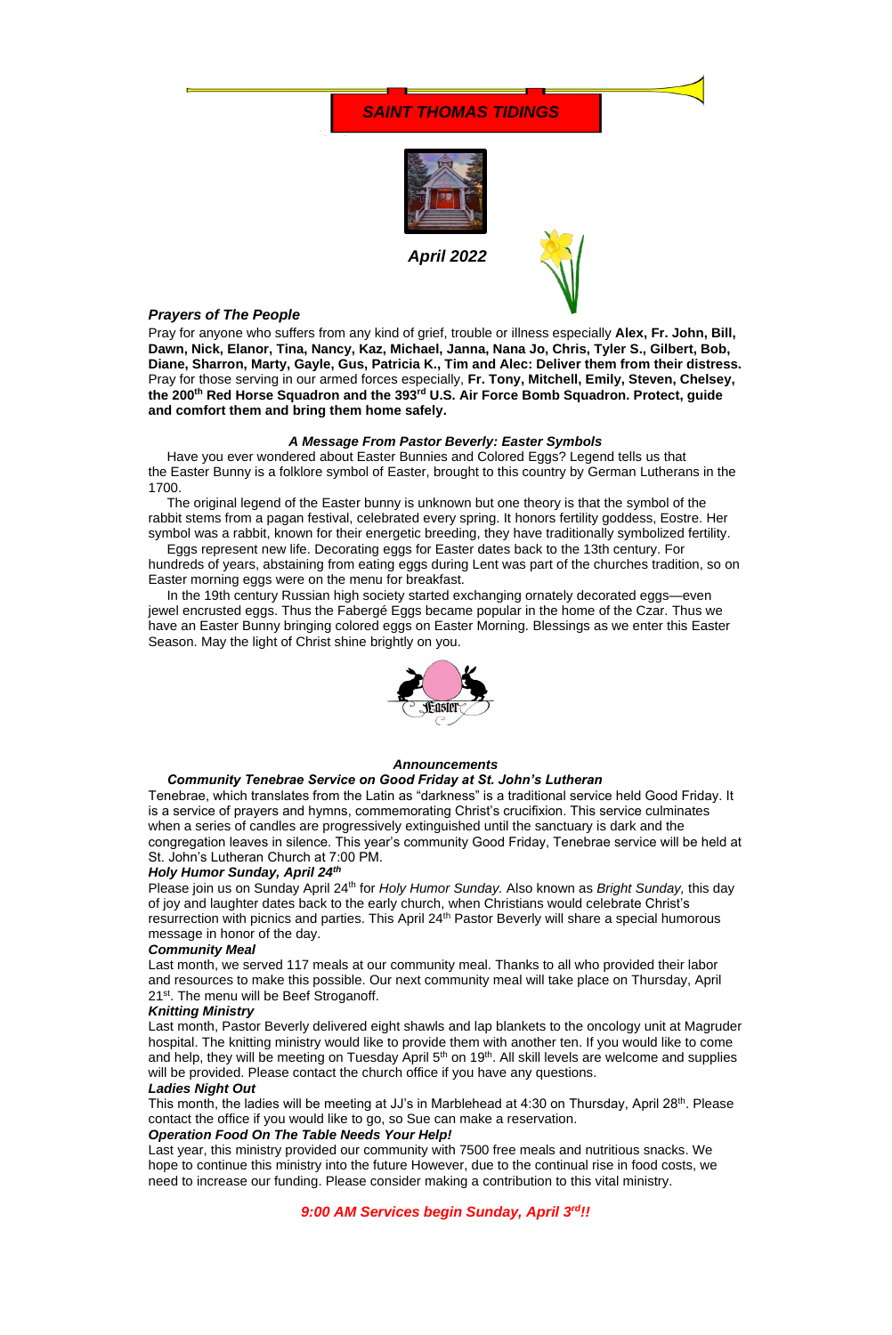# *SAINT THOMAS TIDINGS*

***April 2022***

### *Prayers of The People*

Pray for anyone who suffers from any kind of grief, trouble or illness especially **Alex, Fr. John, Bill, Dawn, Nick, Elanor, Tina, Nancy, Kaz, Michael, Janna, Nana Jo, Chris, Tyler S., Gilbert, Bob, Diane, Sharron, Marty, Gayle, Gus, Patricia K., Tim and Alec: Deliver them from their distress.** Pray for those serving in our armed forces especially, **Fr. Tony, Mitchell, Emily, Steven, Chelsey, the 200th Red Horse Squadron and the 393rd U.S. Air Force Bomb Squadron. Protect, guide and comfort them and bring them home safely.**

### *A Message From Pastor Beverly: Easter Symbols*

Have you ever wondered about Easter Bunnies and Colored Eggs? Legend tells us that the Easter Bunny is a folklore symbol of Easter, brought to this country by German Lutherans in the 1700.

The original legend of the Easter bunny is unknown but one theory is that the symbol of the rabbit stems from a pagan festival, celebrated every spring. It honors fertility goddess, Eostre. Her symbol was a rabbit, known for their energetic breeding, they have traditionally symbolized fertility.

Eggs represent new life. Decorating eggs for Easter dates back to the 13th century. For hundreds of years, abstaining from eating eggs during Lent was part of the churches tradition, so on Easter morning eggs were on the menu for breakfast.

In the 19th century Russian high society started exchanging ornately decorated eggs—even jewel encrusted eggs. Thus the Fabergé Eggs became popular in the home of the Czar. Thus we have an Easter Bunny bringing colored eggs on Easter Morning. Blessings as we enter this Easter Season. May the light of Christ shine brightly on you.

## *Announcements*

### *Community Tenebrae Service on Good Friday at St. John's Lutheran*

Tenebrae, which translates from the Latin as "darkness" is a traditional service held Good Friday. It is a service of prayers and hymns, commemorating Christ's crucifixion. This service culminates when a series of candles are progressively extinguished until the sanctuary is dark and the congregation leaves in silence. This year's community Good Friday, Tenebrae service will be held at St. John's Lutheran Church at 7:00 PM.

### *Holy Humor Sunday, April 24th*

Please join us on Sunday April 24th for *Holy Humor Sunday.* Also known as *Bright Sunday,* this day of joy and laughter dates back to the early church, when Christians would celebrate Christ's resurrection with picnics and parties. This April 24th Pastor Beverly will share a special humorous message in honor of the day.

### *Community Meal*

Last month, we served 117 meals at our community meal. Thanks to all who provided their labor and resources to make this possible. Our next community meal will take place on Thursday, April 21st. The menu will be Beef Stroganoff.

### *Knitting Ministry*

Last month, Pastor Beverly delivered eight shawls and lap blankets to the oncology unit at Magruder hospital. The knitting ministry would like to provide them with another ten. If you would like to come and help, they will be meeting on Tuesday April 5th on 19th. All skill levels are welcome and supplies will be provided. Please contact the church office if you have any questions.

### *Ladies Night Out*

This month, the ladies will be meeting at JJ's in Marblehead at 4:30 on Thursday, April 28th. Please contact the office if you would like to go, so Sue can make a reservation.

### *Operation Food On The Table Needs Your Help!*

Last year, this ministry provided our community with 7500 free meals and nutritious snacks. We hope to continue this ministry into the future However, due to the continual rise in food costs, we need to increase our funding. Please consider making a contribution to this vital ministry.

***9:00 AM Services begin Sunday, April 3rd!!***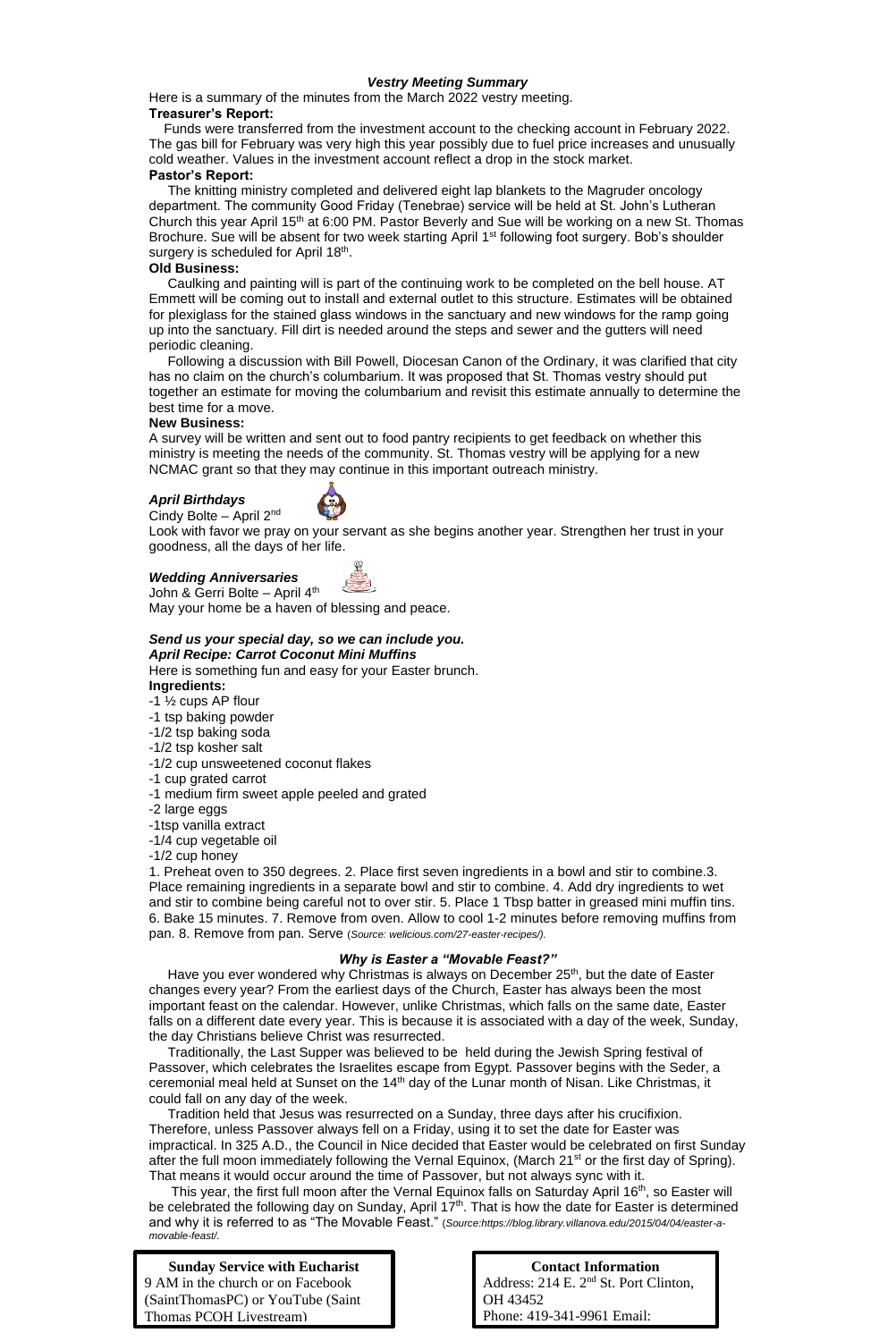### *Vestry Meeting Summary*

Here is a summary of the minutes from the March 2022 vestry meeting.

**Treasurer's Report:**

Funds were transferred from the investment account to the checking account in February 2022. The gas bill for February was very high this year possibly due to fuel price increases and unusually cold weather. Values in the investment account reflect a drop in the stock market.

**Pastor's Report:**

The knitting ministry completed and delivered eight lap blankets to the Magruder oncology department. The community Good Friday (Tenebrae) service will be held at St. John's Lutheran Church this year April 15th at 6:00 PM. Pastor Beverly and Sue will be working on a new St. Thomas Brochure. Sue will be absent for two week starting April 1st following foot surgery. Bob's shoulder surgery is scheduled for April 18th.

**Old Business:**

Caulking and painting will is part of the continuing work to be completed on the bell house. AT Emmett will be coming out to install and external outlet to this structure. Estimates will be obtained for plexiglass for the stained glass windows in the sanctuary and new windows for the ramp going up into the sanctuary. Fill dirt is needed around the steps and sewer and the gutters will need periodic cleaning.

Following a discussion with Bill Powell, Diocesan Canon of the Ordinary, it was clarified that city has no claim on the church's columbarium. It was proposed that St. Thomas vestry should put together an estimate for moving the columbarium and revisit this estimate annually to determine the best time for a move.

**New Business:**

A survey will be written and sent out to food pantry recipients to get feedback on whether this ministry is meeting the needs of the community. St. Thomas vestry will be applying for a new NCMAC grant so that they may continue in this important outreach ministry.

***April Birthdays***

Cindy Bolte – April 2nd

Look with favor we pray on your servant as she begins another year. Strengthen her trust in your goodness, all the days of her life.

***Wedding Anniversaries***

John & Gerri Bolte – April 4th

May your home be a haven of blessing and peace.

***Send us your special day, so we can include you.***

***April Recipe: Carrot Coconut Mini Muffins***

Here is something fun and easy for your Easter brunch.

**Ingredients:**

-1 ½ cups AP flour
-1 tsp baking powder
-1/2 tsp baking soda
-1/2 tsp kosher salt
-1/2 cup unsweetened coconut flakes
-1 cup grated carrot
-1 medium firm sweet apple peeled and grated
-2 large eggs
-1tsp vanilla extract
-1/4 cup vegetable oil
-1/2 cup honey

1. Preheat oven to 350 degrees. 2. Place first seven ingredients in a bowl and stir to combine.3. Place remaining ingredients in a separate bowl and stir to combine. 4. Add dry ingredients to wet and stir to combine being careful not to over stir. 5. Place 1 Tbsp batter in greased mini muffin tins. 6. Bake 15 minutes. 7. Remove from oven. Allow to cool 1-2 minutes before removing muffins from pan. 8. Remove from pan. Serve (*Source: welicious.com/27-easter-recipes/).*

### *Why is Easter a "Movable Feast?"*

Have you ever wondered why Christmas is always on December 25th, but the date of Easter changes every year? From the earliest days of the Church, Easter has always been the most important feast on the calendar. However, unlike Christmas, which falls on the same date, Easter falls on a different date every year. This is because it is associated with a day of the week, Sunday, the day Christians believe Christ was resurrected.

Traditionally, the Last Supper was believed to be held during the Jewish Spring festival of Passover, which celebrates the Israelites escape from Egypt. Passover begins with the Seder, a ceremonial meal held at Sunset on the 14th day of the Lunar month of Nisan. Like Christmas, it could fall on any day of the week.

Tradition held that Jesus was resurrected on a Sunday, three days after his crucifixion. Therefore, unless Passover always fell on a Friday, using it to set the date for Easter was impractical. In 325 A.D., the Council in Nice decided that Easter would be celebrated on first Sunday after the full moon immediately following the Vernal Equinox, (March 21st or the first day of Spring). That means it would occur around the time of Passover, but not always sync with it.

This year, the first full moon after the Vernal Equinox falls on Saturday April 16th, so Easter will be celebrated the following day on Sunday, April 17th. That is how the date for Easter is determined and why it is referred to as "The Movable Feast." (*Source:https://blog.library.villanova.edu/2015/04/04/easter-a-movable-feast/.*

**Sunday Service with Eucharist**

9 AM in the church or on Facebook (SaintThomasPC) or YouTube (Saint Thomas PCOH Livestream)

**Contact Information**

Address: 214 E. 2nd St. Port Clinton, OH 43452

Phone: 419-341-9961 Email: